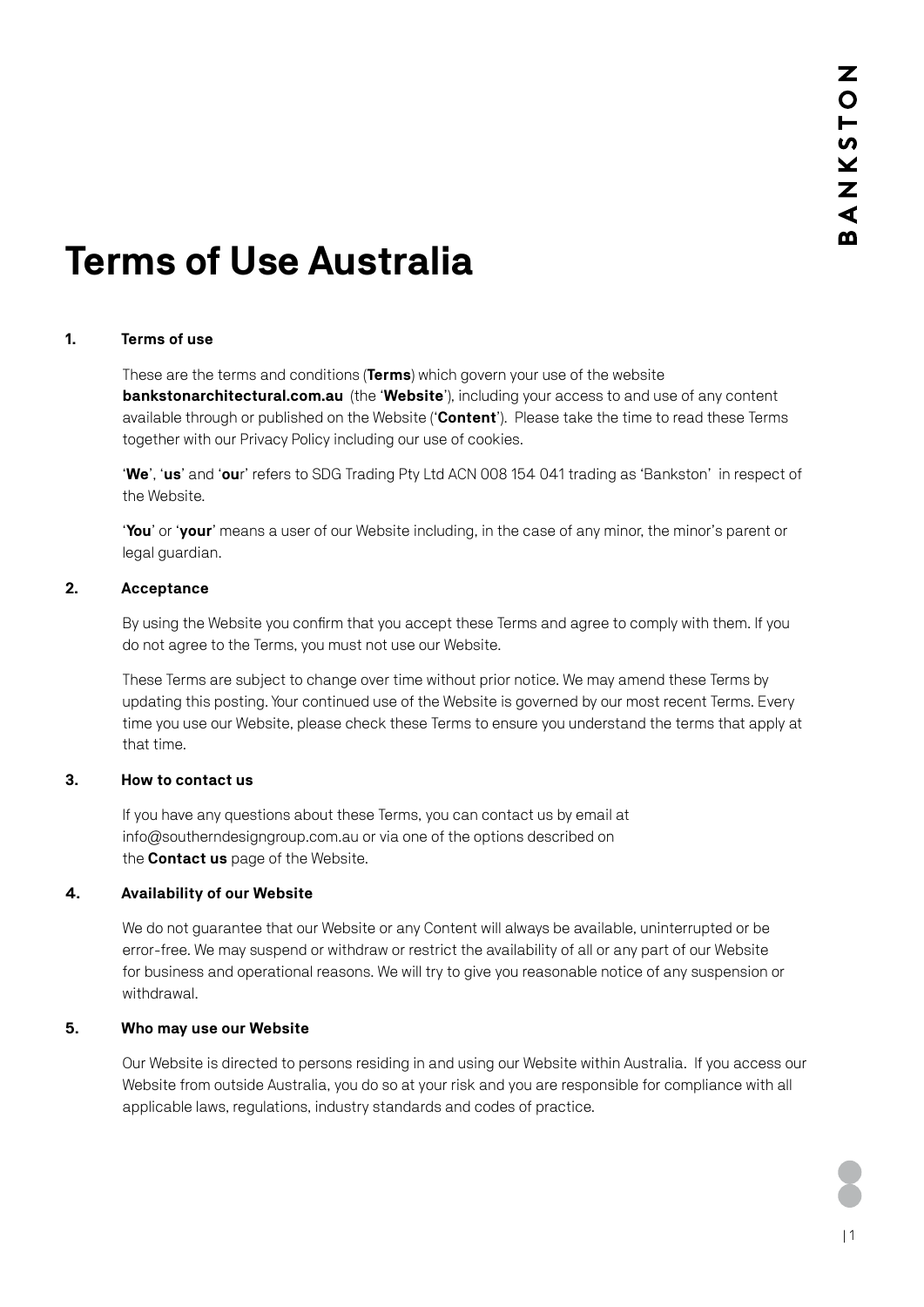# Terms of Use Australia

## 1. Terms of use

These are the terms and conditions (**Terms**) which govern your use of the website **bankstonarchitectural.com.au** (the '**Website**'), including your access to and use of any content available through or published on the Website ('**Content**'). Please take the time to read these Terms together with our Privacy Policy including our use of cookies.

'**We**', '**us**' and '**ou**r' refers to SDG Trading Pty Ltd ACN 008 154 041 trading as 'Bankston' in respect of the Website.

'**You**' or '**your**' means a user of our Website including, in the case of any minor, the minor's parent or legal guardian.

## 2. Acceptance

By using the Website you confirm that you accept these Terms and agree to comply with them. If you do not agree to the Terms, you must not use our Website.

These Terms are subject to change over time without prior notice. We may amend these Terms by updating this posting. Your continued use of the Website is governed by our most recent Terms. Every time you use our Website, please check these Terms to ensure you understand the terms that apply at that time.

## 3. How to contact us

If you have any questions about these Terms, you can contact us by email at info@southerndesigngroup.com.au or via one of the options described on the **Contact us** page of the Website.

## 4. Availability of our Website

We do not guarantee that our Website or any Content will always be available, uninterrupted or be error-free. We may suspend or withdraw or restrict the availability of all or any part of our Website for business and operational reasons. We will try to give you reasonable notice of any suspension or withdrawal.

## 5. Who may use our Website

Our Website is directed to persons residing in and using our Website within Australia. If you access our Website from outside Australia, you do so at your risk and you are responsible for compliance with all applicable laws, regulations, industry standards and codes of practice.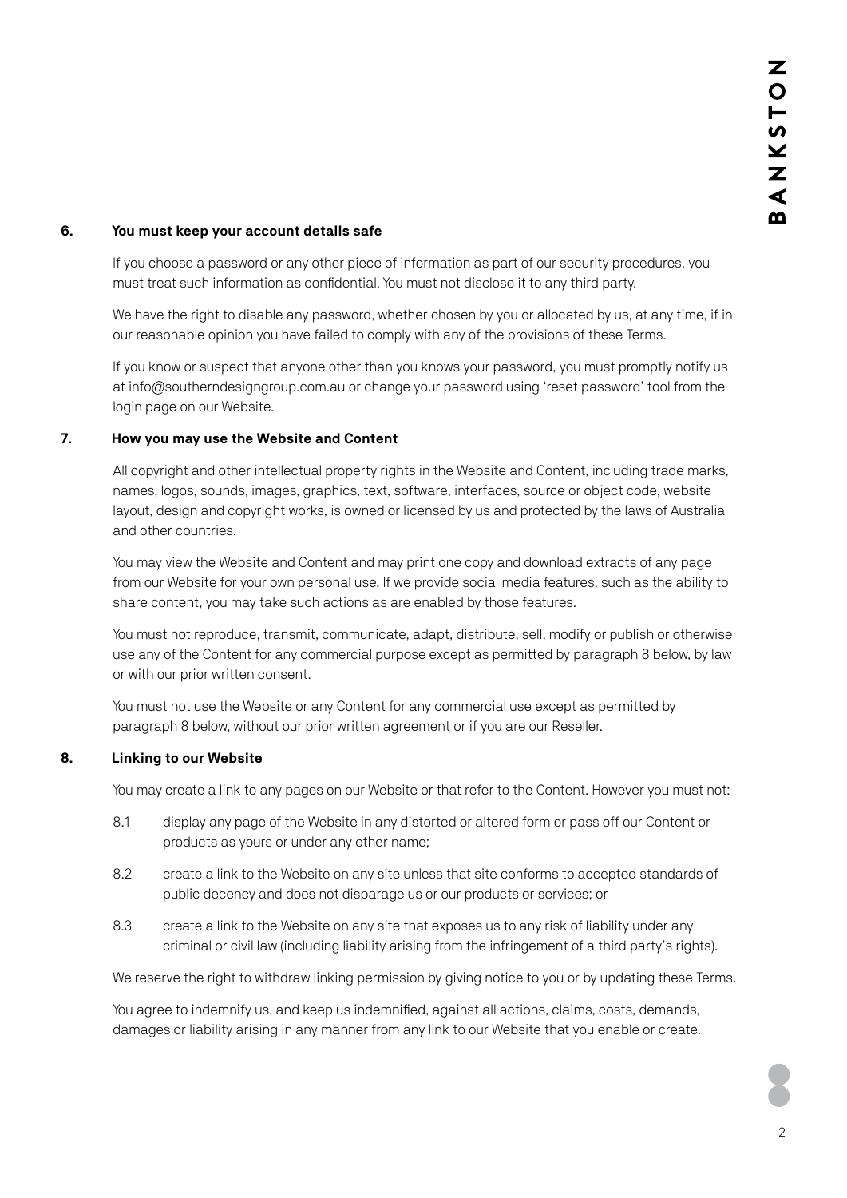## 6. You must keep your account details safe

If you choose a password or any other piece of information as part of our security procedures, you must treat such information as confidential. You must not disclose it to any third party.

We have the right to disable any password, whether chosen by you or allocated by us, at any time, if in our reasonable opinion you have failed to comply with any of the provisions of these Terms.

If you know or suspect that anyone other than you knows your password, you must promptly notify us at info@southerndesigngroup.com.au or change your password using 'reset password' tool from the login page on our Website.

## 7. How you may use the Website and Content

All copyright and other intellectual property rights in the Website and Content, including trade marks, names, logos, sounds, images, graphics, text, software, interfaces, source or object code, website layout, design and copyright works, is owned or licensed by us and protected by the laws of Australia and other countries.

You may view the Website and Content and may print one copy and download extracts of any page from our Website for your own personal use. If we provide social media features, such as the ability to share content, you may take such actions as are enabled by those features.

You must not reproduce, transmit, communicate, adapt, distribute, sell, modify or publish or otherwise use any of the Content for any commercial purpose except as permitted by paragraph 8 below, by law or with our prior written consent.

You must not use the Website or any Content for any commercial use except as permitted by paragraph 8 below, without our prior written agreement or if you are our Reseller.

## 8. Linking to our Website

You may create a link to any pages on our Website or that refer to the Content. However you must not:

8.1 display any page of the Website in any distorted or altered form or pass off our Content or products as yours or under any other name;

8.2 create a link to the Website on any site unless that site conforms to accepted standards of public decency and does not disparage us or our products or services; or

8.3 create a link to the Website on any site that exposes us to any risk of liability under any criminal or civil law (including liability arising from the infringement of a third party's rights).

We reserve the right to withdraw linking permission by giving notice to you or by updating these Terms.

You agree to indemnify us, and keep us indemnified, against all actions, claims, costs, demands, damages or liability arising in any manner from any link to our Website that you enable or create.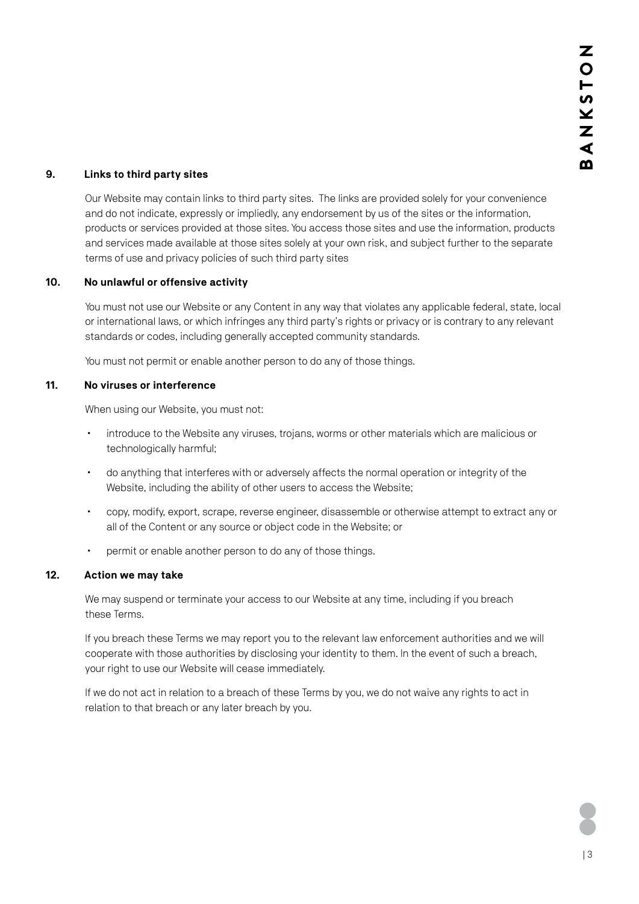## 9. Links to third party sites

Our Website may contain links to third party sites. The links are provided solely for your convenience and do not indicate, expressly or impliedly, any endorsement by us of the sites or the information, products or services provided at those sites. You access those sites and use the information, products and services made available at those sites solely at your own risk, and subject further to the separate terms of use and privacy policies of such third party sites

## 10. No unlawful or offensive activity

You must not use our Website or any Content in any way that violates any applicable federal, state, local or international laws, or which infringes any third party's rights or privacy or is contrary to any relevant standards or codes, including generally accepted community standards.

You must not permit or enable another person to do any of those things.

## 11. No viruses or interference

When using our Website, you must not:

- introduce to the Website any viruses, trojans, worms or other materials which are malicious or technologically harmful;
- do anything that interferes with or adversely affects the normal operation or integrity of the Website, including the ability of other users to access the Website;
- copy, modify, export, scrape, reverse engineer, disassemble or otherwise attempt to extract any or all of the Content or any source or object code in the Website; or
- permit or enable another person to do any of those things.

## 12. Action we may take

We may suspend or terminate your access to our Website at any time, including if you breach these Terms.

If you breach these Terms we may report you to the relevant law enforcement authorities and we will cooperate with those authorities by disclosing your identity to them. In the event of such a breach, your right to use our Website will cease immediately.

If we do not act in relation to a breach of these Terms by you, we do not waive any rights to act in relation to that breach or any later breach by you.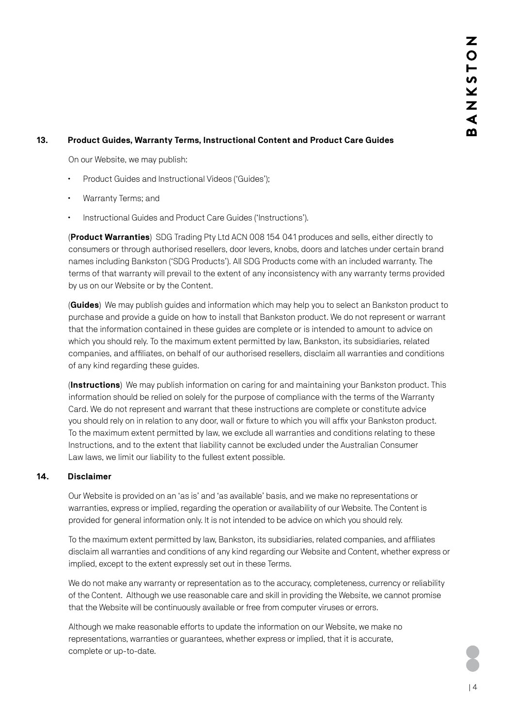## 13. Product Guides, Warranty Terms, Instructional Content and Product Care Guides

On our Website, we may publish:

- Product Guides and Instructional Videos ('Guides');
- Warranty Terms; and
- Instructional Guides and Product Care Guides ('Instructions').

(**Product Warranties**) SDG Trading Pty Ltd ACN 008 154 041 produces and sells, either directly to consumers or through authorised resellers, door levers, knobs, doors and latches under certain brand names including Bankston ('SDG Products'). All SDG Products come with an included warranty. The terms of that warranty will prevail to the extent of any inconsistency with any warranty terms provided by us on our Website or by the Content.

(**Guides**) We may publish guides and information which may help you to select an Bankston product to purchase and provide a guide on how to install that Bankston product. We do not represent or warrant that the information contained in these guides are complete or is intended to amount to advice on which you should rely. To the maximum extent permitted by law, Bankston, its subsidiaries, related companies, and affiliates, on behalf of our authorised resellers, disclaim all warranties and conditions of any kind regarding these guides.

(**Instructions**) We may publish information on caring for and maintaining your Bankston product. This information should be relied on solely for the purpose of compliance with the terms of the Warranty Card. We do not represent and warrant that these instructions are complete or constitute advice you should rely on in relation to any door, wall or fixture to which you will affix your Bankston product. To the maximum extent permitted by law, we exclude all warranties and conditions relating to these Instructions, and to the extent that liability cannot be excluded under the Australian Consumer Law laws, we limit our liability to the fullest extent possible.

## 14. Disclaimer

Our Website is provided on an 'as is' and 'as available' basis, and we make no representations or warranties, express or implied, regarding the operation or availability of our Website. The Content is provided for general information only. It is not intended to be advice on which you should rely.

To the maximum extent permitted by law, Bankston, its subsidiaries, related companies, and affiliates disclaim all warranties and conditions of any kind regarding our Website and Content, whether express or implied, except to the extent expressly set out in these Terms.

We do not make any warranty or representation as to the accuracy, completeness, currency or reliability of the Content. Although we use reasonable care and skill in providing the Website, we cannot promise that the Website will be continuously available or free from computer viruses or errors.

Although we make reasonable efforts to update the information on our Website, we make no representations, warranties or guarantees, whether express or implied, that it is accurate, complete or up-to-date.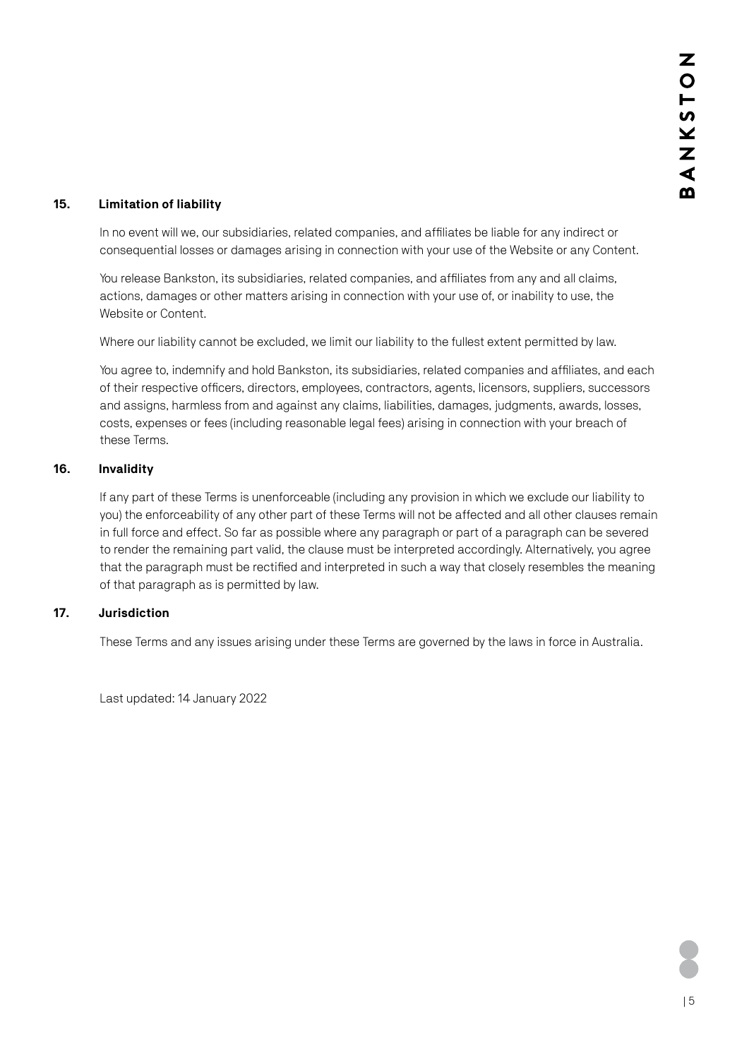## 15. Limitation of liability

In no event will we, our subsidiaries, related companies, and affiliates be liable for any indirect or consequential losses or damages arising in connection with your use of the Website or any Content.

You release Bankston, its subsidiaries, related companies, and affiliates from any and all claims, actions, damages or other matters arising in connection with your use of, or inability to use, the Website or Content.

Where our liability cannot be excluded, we limit our liability to the fullest extent permitted by law.

You agree to, indemnify and hold Bankston, its subsidiaries, related companies and affiliates, and each of their respective officers, directors, employees, contractors, agents, licensors, suppliers, successors and assigns, harmless from and against any claims, liabilities, damages, judgments, awards, losses, costs, expenses or fees (including reasonable legal fees) arising in connection with your breach of these Terms.

## 16. Invalidity

If any part of these Terms is unenforceable (including any provision in which we exclude our liability to you) the enforceability of any other part of these Terms will not be affected and all other clauses remain in full force and effect. So far as possible where any paragraph or part of a paragraph can be severed to render the remaining part valid, the clause must be interpreted accordingly. Alternatively, you agree that the paragraph must be rectified and interpreted in such a way that closely resembles the meaning of that paragraph as is permitted by law.

## 17. Jurisdiction

These Terms and any issues arising under these Terms are governed by the laws in force in Australia.

Last updated: 14 January 2022